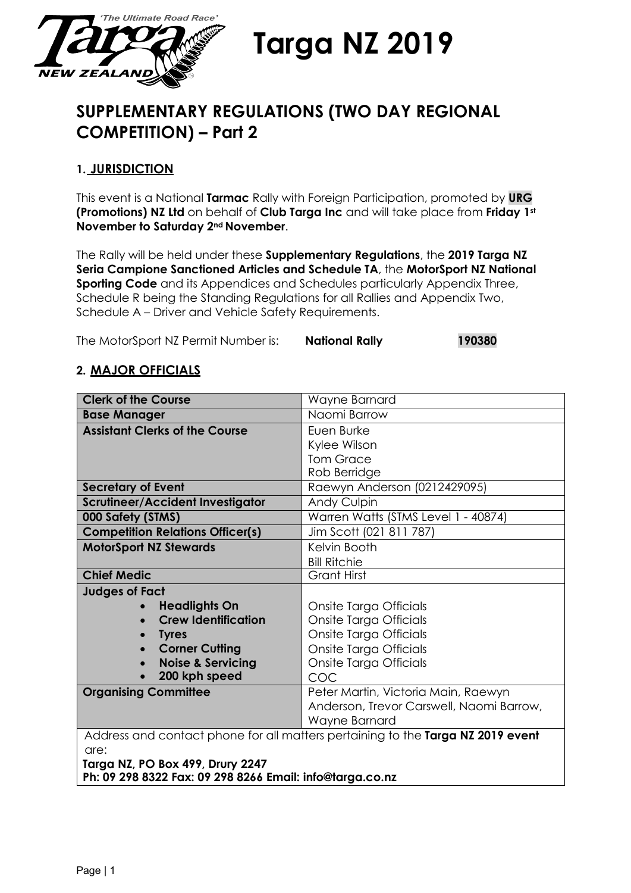# Targa NZ 2019

## SUPPLEMENTARY REGULATIONS (TWO DAY REGIONAL COMPETITION) – Part 2

### 1. JURISDICTION

This event is a National **Tarmac** Rally with Foreign Participation, promoted by **URG (Promotions) NZ Ltd** on behalf of **Club Targa Inc** and will take place from **Friday 1st November to Saturday 2nd November**.

The Rally will be held under these **Supplementary Regulations**, the **2019 Targa NZ Seria Campione Sanctioned Articles and Schedule TA**, the **MotorSport NZ National Sporting Code** and its Appendices and Schedules particularly Appendix Three, Schedule R being the Standing Regulations for all Rallies and Appendix Two, Schedule A – Driver and Vehicle Safety Requirements.

The MotorSport NZ Permit Number is: **National Rally** **190380**

### 2. MAJOR OFFICIALS

| | |
|---|---|
| **Clerk of the Course** | Wayne Barnard |
| **Base Manager** | Naomi Barrow |
| **Assistant Clerks of the Course** | Euen Burke<br>Kylee Wilson<br>Tom Grace<br>Rob Berridge |
| **Secretary of Event** | Raewyn Anderson (0212429095) |
| **Scrutineer/Accident Investigator** | Andy Culpin |
| **000 Safety (STMS)** | Warren Watts (STMS Level 1 - 40874) |
| **Competition Relations Officer(s)** | Jim Scott (021 811 787) |
| **MotorSport NZ Stewards** | Kelvin Booth<br>Bill Ritchie |
| **Chief Medic** | Grant Hirst |
| **Judges of Fact**<br>• **Headlights On**<br>• **Crew Identification**<br>• **Tyres**<br>• **Corner Cutting**<br>• **Noise & Servicing**<br>• **200 kph speed** | <br>Onsite Targa Officials<br>Onsite Targa Officials<br>Onsite Targa Officials<br>Onsite Targa Officials<br>Onsite Targa Officials<br>COC |
| **Organising Committee** | Peter Martin, Victoria Main, Raewyn Anderson, Trevor Carswell, Naomi Barrow, Wayne Barnard |
| Address and contact phone for all matters pertaining to the **Targa NZ 2019 event** are:<br>**Targa NZ, PO Box 499, Drury 2247**<br>**Ph: 09 298 8322 Fax: 09 298 8266 Email: info@targa.co.nz** | |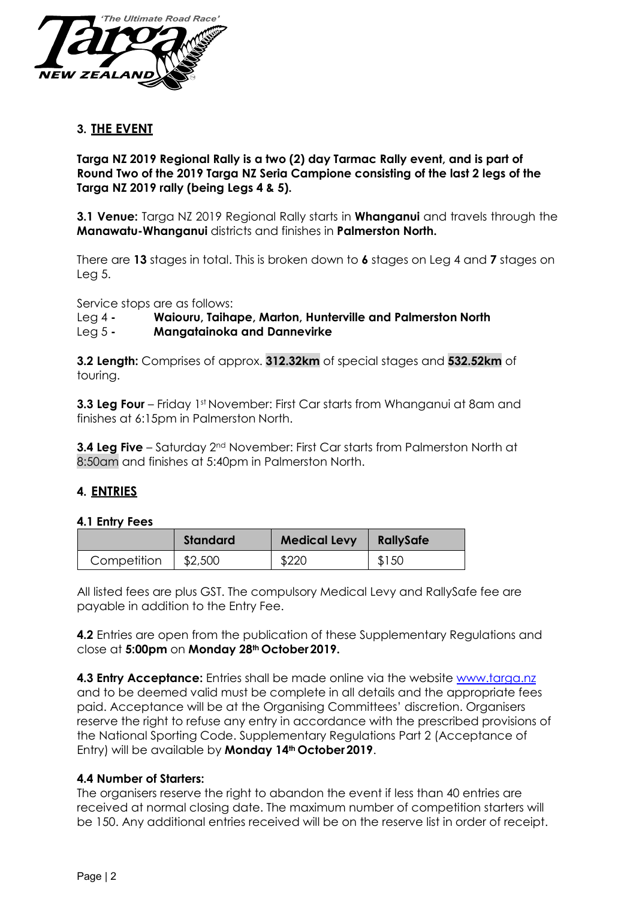## 3. THE EVENT

**Targa NZ 2019 Regional Rally is a two (2) day Tarmac Rally event, and is part of Round Two of the 2019 Targa NZ Seria Campione consisting of the last 2 legs of the Targa NZ 2019 rally (being Legs 4 & 5).**

**3.1 Venue:** Targa NZ 2019 Regional Rally starts in **Whanganui** and travels through the **Manawatu-Whanganui** districts and finishes in **Palmerston North.**

There are **13** stages in total. This is broken down to **6** stages on Leg 4 and **7** stages on Leg 5.

Service stops are as follows:

Leg 4 **- Waiouru, Taihape, Marton, Hunterville and Palmerston North**
Leg 5 **- Mangatainoka and Dannevirke**

**3.2 Length:** Comprises of approx. **312.32km** of special stages and **532.52km** of touring.

**3.3 Leg Four** – Friday 1st November: First Car starts from Whanganui at 8am and finishes at 6:15pm in Palmerston North.

**3.4 Leg Five** – Saturday 2nd November: First Car starts from Palmerston North at 8:50am and finishes at 5:40pm in Palmerston North.

## 4. ENTRIES

### 4.1 Entry Fees

| | Standard | Medical Levy | RallySafe |
|---|---|---|---|
| Competition | $2,500 | $220 | $150 |

All listed fees are plus GST. The compulsory Medical Levy and RallySafe fee are payable in addition to the Entry Fee.

**4.2** Entries are open from the publication of these Supplementary Regulations and close at **5:00pm** on **Monday 28th October 2019.**

**4.3 Entry Acceptance:** Entries shall be made online via the website www.targa.nz and to be deemed valid must be complete in all details and the appropriate fees paid. Acceptance will be at the Organising Committees' discretion. Organisers reserve the right to refuse any entry in accordance with the prescribed provisions of the National Sporting Code. Supplementary Regulations Part 2 (Acceptance of Entry) will be available by **Monday 14th October 2019**.

**4.4 Number of Starters:**

The organisers reserve the right to abandon the event if less than 40 entries are received at normal closing date. The maximum number of competition starters will be 150. Any additional entries received will be on the reserve list in order of receipt.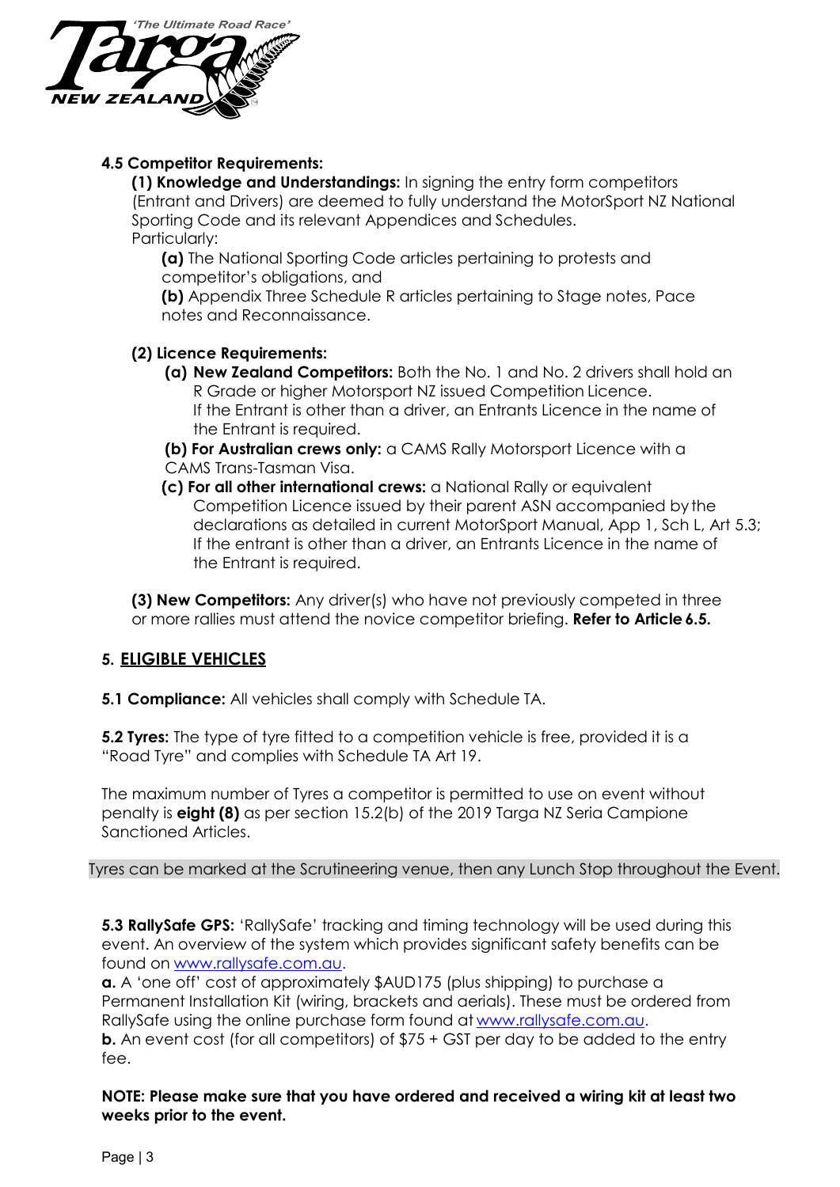**4.5 Competitor Requirements:**

**(1) Knowledge and Understandings:** In signing the entry form competitors (Entrant and Drivers) are deemed to fully understand the MotorSport NZ National Sporting Code and its relevant Appendices and Schedules.
Particularly:

**(a)** The National Sporting Code articles pertaining to protests and competitor's obligations, and

**(b)** Appendix Three Schedule R articles pertaining to Stage notes, Pace notes and Reconnaissance.

**(2) Licence Requirements:**

**(a) New Zealand Competitors:** Both the No. 1 and No. 2 drivers shall hold an R Grade or higher Motorsport NZ issued Competition Licence.
If the Entrant is other than a driver, an Entrants Licence in the name of the Entrant is required.

**(b) For Australian crews only:** a CAMS Rally Motorsport Licence with a CAMS Trans-Tasman Visa.

**(c) For all other international crews:** a National Rally or equivalent Competition Licence issued by their parent ASN accompanied by the declarations as detailed in current MotorSport Manual, App 1, Sch L, Art 5.3;
If the entrant is other than a driver, an Entrants Licence in the name of the Entrant is required.

**(3) New Competitors:** Any driver(s) who have not previously competed in three or more rallies must attend the novice competitor briefing. **Refer to Article 6.5.**

## 5. ELIGIBLE VEHICLES

**5.1 Compliance:** All vehicles shall comply with Schedule TA.

**5.2 Tyres:** The type of tyre fitted to a competition vehicle is free, provided it is a "Road Tyre" and complies with Schedule TA Art 19.

The maximum number of Tyres a competitor is permitted to use on event without penalty is **eight (8)** as per section 15.2(b) of the 2019 Targa NZ Seria Campione Sanctioned Articles.

Tyres can be marked at the Scrutineering venue, then any Lunch Stop throughout the Event.

**5.3 RallySafe GPS:** 'RallySafe' tracking and timing technology will be used during this event. An overview of the system which provides significant safety benefits can be found on www.rallysafe.com.au.

**a.** A 'one off' cost of approximately $AUD175 (plus shipping) to purchase a Permanent Installation Kit (wiring, brackets and aerials). These must be ordered from RallySafe using the online purchase form found at www.rallysafe.com.au.

**b.** An event cost (for all competitors) of $75 + GST per day to be added to the entry fee.

**NOTE: Please make sure that you have ordered and received a wiring kit at least two weeks prior to the event.**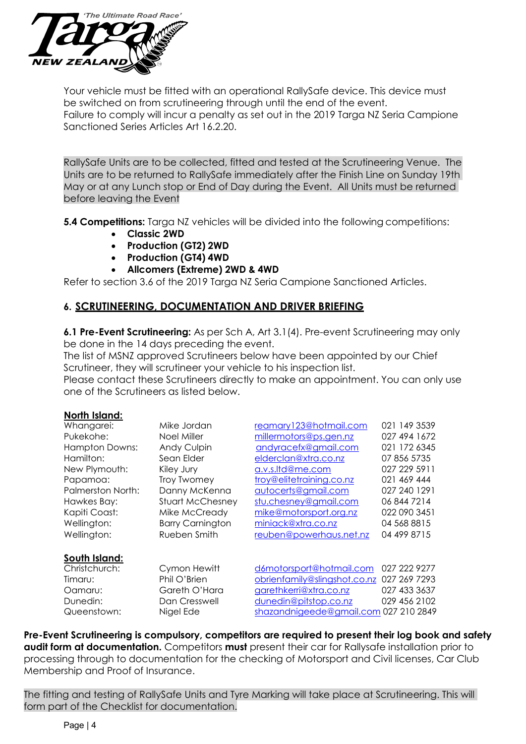Your vehicle must be fitted with an operational RallySafe device. This device must be switched on from scrutineering through until the end of the event.
Failure to comply will incur a penalty as set out in the 2019 Targa NZ Seria Campione Sanctioned Series Articles Art 16.2.20.

RallySafe Units are to be collected, fitted and tested at the Scrutineering Venue. The Units are to be returned to RallySafe immediately after the Finish Line on Sunday 19th May or at any Lunch stop or End of Day during the Event. All Units must be returned before leaving the Event

**5.4 Competitions:** Targa NZ vehicles will be divided into the following competitions:

- **Classic 2WD**
- **Production (GT2) 2WD**
- **Production (GT4) 4WD**
- **Allcomers (Extreme) 2WD & 4WD**

Refer to section 3.6 of the 2019 Targa NZ Seria Campione Sanctioned Articles.

## 6. SCRUTINEERING, DOCUMENTATION AND DRIVER BRIEFING

**6.1 Pre-Event Scrutineering:** As per Sch A, Art 3.1(4). Pre-event Scrutineering may only be done in the 14 days preceding the event.
The list of MSNZ approved Scrutineers below have been appointed by our Chief Scrutineer, they will scrutineer your vehicle to his inspection list.
Please contact these Scrutineers directly to make an appointment. You can only use one of the Scrutineers as listed below.

**North Island:**

| | | | |
|---|---|---|---|
| Whangarei: | Mike Jordan | reamary123@hotmail.com | 021 149 3539 |
| Pukekohe: | Noel Miller | millermotors@ps.gen.nz | 027 494 1672 |
| Hampton Downs: | Andy Culpin | andyracefx@gmail.com | 021 172 6345 |
| Hamilton: | Sean Elder | elderclan@xtra.co.nz | 07 856 5735 |
| New Plymouth: | Kiley Jury | a.v.s.ltd@me.com | 027 229 5911 |
| Papamoa: | Troy Twomey | troy@elitetraining.co.nz | 021 469 444 |
| Palmerston North: | Danny McKenna | autocerts@gmail.com | 027 240 1291 |
| Hawkes Bay: | Stuart McChesney | stu.chesney@gmail.com | 06 844 7214 |
| Kapiti Coast: | Mike McCready | mike@motorsport.org.nz | 022 090 3451 |
| Wellington: | Barry Carnington | miniack@xtra.co.nz | 04 568 8815 |
| Wellington: | Rueben Smith | reuben@powerhaus.net.nz | 04 499 8715 |

**South Island:**

| | | | |
|---|---|---|---|
| Christchurch: | Cymon Hewitt | d6motorsport@hotmail.com | 027 222 9277 |
| Timaru: | Phil O'Brien | obrienfamily@slingshot.co.nz | 027 269 7293 |
| Oamaru: | Gareth O'Hara | garethkerri@xtra.co.nz | 027 433 3637 |
| Dunedin: | Dan Cresswell | dunedin@pitstop.co.nz | 029 456 2102 |
| Queenstown: | Nigel Ede | shazandnigeede@gmail.com | 027 210 2849 |

**Pre-Event Scrutineering is compulsory, competitors are required to present their log book and safety audit form at documentation.** Competitors **must** present their car for Rallysafe installation prior to processing through to documentation for the checking of Motorsport and Civil licenses, Car Club Membership and Proof of Insurance.

The fitting and testing of RallySafe Units and Tyre Marking will take place at Scrutineering. This will form part of the Checklist for documentation.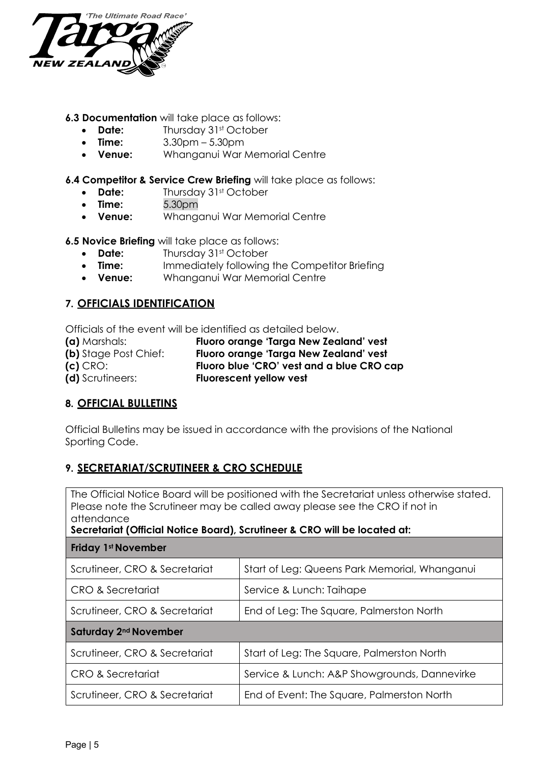**6.3 Documentation** will take place as follows:

- **Date:** Thursday 31st October
- **Time:** 3.30pm – 5.30pm
- **Venue:** Whanganui War Memorial Centre

**6.4 Competitor & Service Crew Briefing** will take place as follows:

- **Date:** Thursday 31st October
- **Time:** 5.30pm
- **Venue:** Whanganui War Memorial Centre

**6.5 Novice Briefing** will take place as follows:

- **Date:** Thursday 31st October
- **Time:** Immediately following the Competitor Briefing
- **Venue:** Whanganui War Memorial Centre

## 7. OFFICIALS IDENTIFICATION

Officials of the event will be identified as detailed below.

**(a)** Marshals: **Fluoro orange 'Targa New Zealand' vest**
**(b)** Stage Post Chief: **Fluoro orange 'Targa New Zealand' vest**
**(c)** CRO: **Fluoro blue 'CRO' vest and a blue CRO cap**
**(d)** Scrutineers: **Fluorescent yellow vest**

## 8. OFFICIAL BULLETINS

Official Bulletins may be issued in accordance with the provisions of the National Sporting Code.

## 9. SECRETARIAT/SCRUTINEER & CRO SCHEDULE

The Official Notice Board will be positioned with the Secretariat unless otherwise stated. Please note the Scrutineer may be called away please see the CRO if not in attendance

**Secretariat (Official Notice Board), Scrutineer & CRO will be located at:**

| **Friday 1st November** | |
|---|---|
| Scrutineer, CRO & Secretariat | Start of Leg: Queens Park Memorial, Whanganui |
| CRO & Secretariat | Service & Lunch: Taihape |
| Scrutineer, CRO & Secretariat | End of Leg: The Square, Palmerston North |
| **Saturday 2nd November** | |
| Scrutineer, CRO & Secretariat | Start of Leg: The Square, Palmerston North |
| CRO & Secretariat | Service & Lunch: A&P Showgrounds, Dannevirke |
| Scrutineer, CRO & Secretariat | End of Event: The Square, Palmerston North |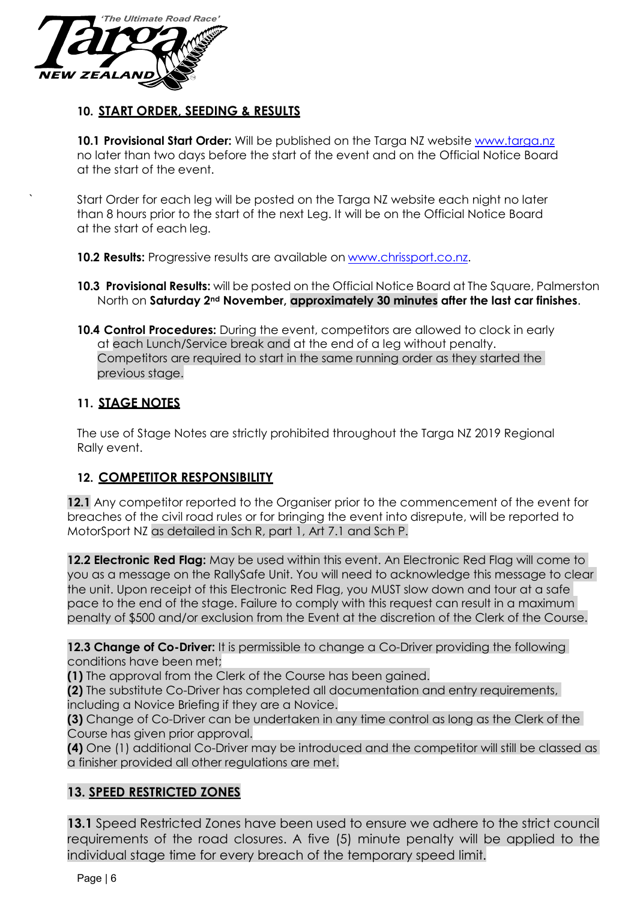## 10. START ORDER, SEEDING & RESULTS

**10.1 Provisional Start Order:** Will be published on the Targa NZ website www.targa.nz no later than two days before the start of the event and on the Official Notice Board at the start of the event.

Start Order for each leg will be posted on the Targa NZ website each night no later than 8 hours prior to the start of the next Leg. It will be on the Official Notice Board at the start of each leg.

**10.2 Results:** Progressive results are available on www.chrissport.co.nz.

**10.3 Provisional Results:** will be posted on the Official Notice Board at The Square, Palmerston North on **Saturday 2nd November, approximately 30 minutes after the last car finishes**.

**10.4 Control Procedures:** During the event, competitors are allowed to clock in early at each Lunch/Service break and at the end of a leg without penalty. Competitors are required to start in the same running order as they started the previous stage.

## 11. STAGE NOTES

The use of Stage Notes are strictly prohibited throughout the Targa NZ 2019 Regional Rally event.

## 12. COMPETITOR RESPONSIBILITY

**12.1** Any competitor reported to the Organiser prior to the commencement of the event for breaches of the civil road rules or for bringing the event into disrepute, will be reported to MotorSport NZ as detailed in Sch R, part 1, Art 7.1 and Sch P.

**12.2 Electronic Red Flag:** May be used within this event. An Electronic Red Flag will come to you as a message on the RallySafe Unit. You will need to acknowledge this message to clear the unit. Upon receipt of this Electronic Red Flag, you MUST slow down and tour at a safe pace to the end of the stage. Failure to comply with this request can result in a maximum penalty of $500 and/or exclusion from the Event at the discretion of the Clerk of the Course.

**12.3 Change of Co-Driver:** It is permissible to change a Co-Driver providing the following conditions have been met;

**(1)** The approval from the Clerk of the Course has been gained.
**(2)** The substitute Co-Driver has completed all documentation and entry requirements, including a Novice Briefing if they are a Novice.
**(3)** Change of Co-Driver can be undertaken in any time control as long as the Clerk of the Course has given prior approval.
**(4)** One (1) additional Co-Driver may be introduced and the competitor will still be classed as a finisher provided all other regulations are met.

## 13. SPEED RESTRICTED ZONES

**13.1** Speed Restricted Zones have been used to ensure we adhere to the strict council requirements of the road closures. A five (5) minute penalty will be applied to the individual stage time for every breach of the temporary speed limit.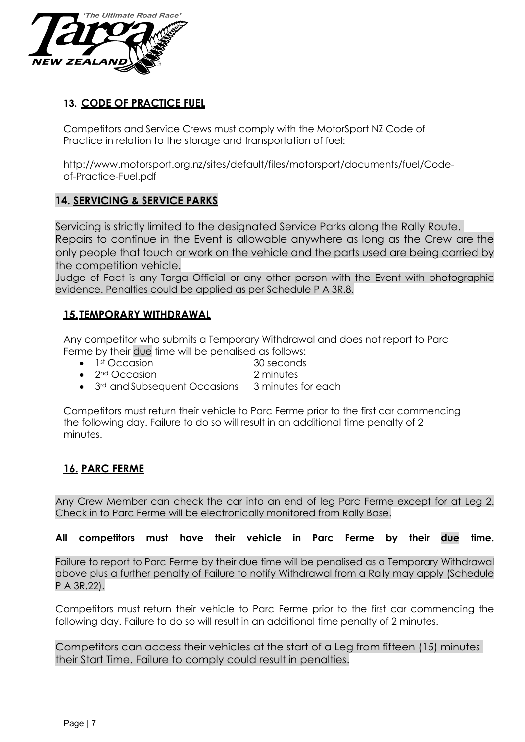## 13. CODE OF PRACTICE FUEL

Competitors and Service Crews must comply with the MotorSport NZ Code of Practice in relation to the storage and transportation of fuel:

http://www.motorsport.org.nz/sites/default/files/motorsport/documents/fuel/Code-of-Practice-Fuel.pdf

## 14. SERVICING & SERVICE PARKS

Servicing is strictly limited to the designated Service Parks along the Rally Route. Repairs to continue in the Event is allowable anywhere as long as the Crew are the only people that touch or work on the vehicle and the parts used are being carried by the competition vehicle.
Judge of Fact is any Targa Official or any other person with the Event with photographic evidence. Penalties could be applied as per Schedule P A 3R.8.

## 15. TEMPORARY WITHDRAWAL

Any competitor who submits a Temporary Withdrawal and does not report to Parc Ferme by their due time will be penalised as follows:

| | |
|---|---|
| • 1st Occasion | 30 seconds |
| • 2nd Occasion | 2 minutes |
| • 3rd and Subsequent Occasions | 3 minutes for each |

Competitors must return their vehicle to Parc Ferme prior to the first car commencing the following day. Failure to do so will result in an additional time penalty of 2 minutes.

## 16. PARC FERME

Any Crew Member can check the car into an end of leg Parc Ferme except for at Leg 2. Check in to Parc Ferme will be electronically monitored from Rally Base.

**All competitors must have their vehicle in Parc Ferme by their due time.**

Failure to report to Parc Ferme by their due time will be penalised as a Temporary Withdrawal above plus a further penalty of Failure to notify Withdrawal from a Rally may apply (Schedule P A 3R.22).

Competitors must return their vehicle to Parc Ferme prior to the first car commencing the following day. Failure to do so will result in an additional time penalty of 2 minutes.

Competitors can access their vehicles at the start of a Leg from fifteen (15) minutes their Start Time. Failure to comply could result in penalties.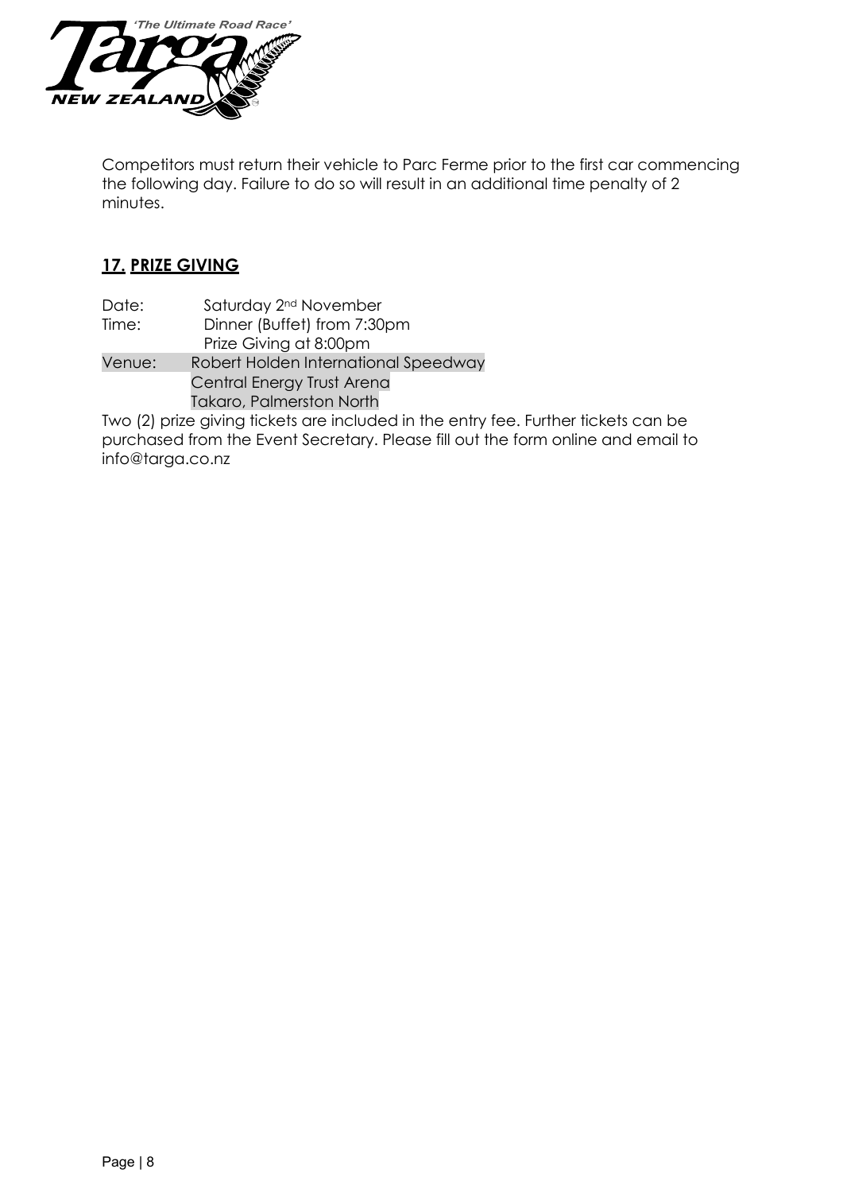Competitors must return their vehicle to Parc Ferme prior to the first car commencing the following day. Failure to do so will result in an additional time penalty of 2 minutes.

## 17. PRIZE GIVING

| | |
|---|---|
| Date: | Saturday 2nd November |
| Time: | Dinner (Buffet) from 7:30pm |
| | Prize Giving at 8:00pm |
| Venue: | Robert Holden International Speedway |
| | Central Energy Trust Arena |
| | Takaro, Palmerston North |

Two (2) prize giving tickets are included in the entry fee. Further tickets can be purchased from the Event Secretary. Please fill out the form online and email to info@targa.co.nz